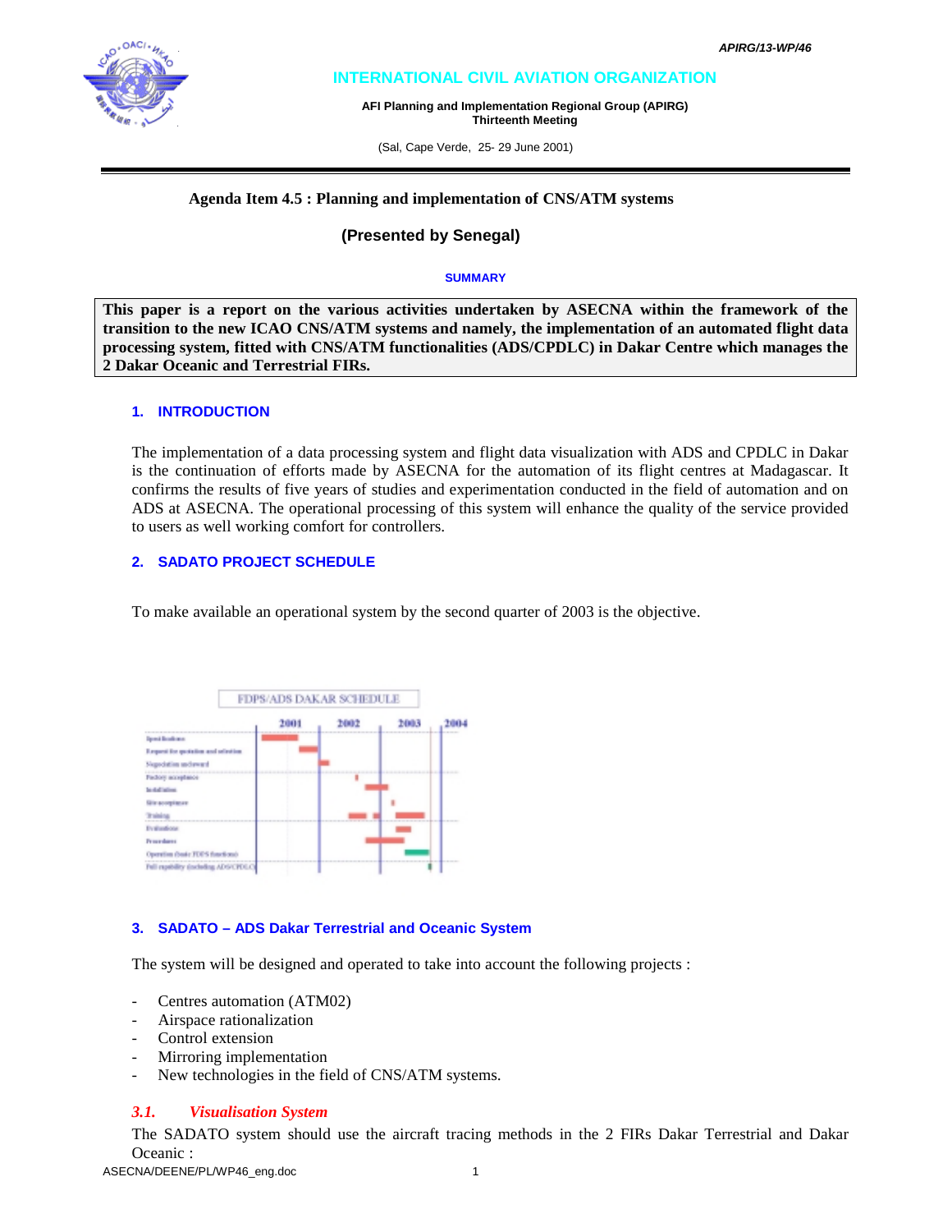INTERNATIONAL CIVIL AVIATION ORGANIZATION

**AFI Planning and Implementation Regional Group (APIRG)**
**Thirteenth Meeting**

(Sal, Cape Verde, 25- 29 June 2001)

**Agenda Item 4.5 : Planning and implementation of CNS/ATM systems**

**(Presented by Senegal)**

**SUMMARY**

**This paper is a report on the various activities undertaken by ASECNA within the framework of the transition to the new ICAO CNS/ATM systems and namely, the implementation of an automated flight data processing system, fitted with CNS/ATM functionalities (ADS/CPDLC) in Dakar Centre which manages the 2 Dakar Oceanic and Terrestrial FIRs.**

## 1. INTRODUCTION

The implementation of a data processing system and flight data visualization with ADS and CPDLC in Dakar is the continuation of efforts made by ASECNA for the automation of its flight centres at Madagascar. It confirms the results of five years of studies and experimentation conducted in the field of automation and on ADS at ASECNA. The operational processing of this system will enhance the quality of the service provided to users as well working comfort for controllers.

## 2. SADATO PROJECT SCHEDULE

To make available an operational system by the second quarter of 2003 is the objective.

FDPS/ADS DAKAR SCHEDULE

## 3. SADATO – ADS Dakar Terrestrial and Oceanic System

The system will be designed and operated to take into account the following projects :

- Centres automation (ATM02)
- Airspace rationalization
- Control extension
- Mirroring implementation
- New technologies in the field of CNS/ATM systems.

### *3.1. Visualisation System*

The SADATO system should use the aircraft tracing methods in the 2 FIRs Dakar Terrestrial and Dakar Oceanic :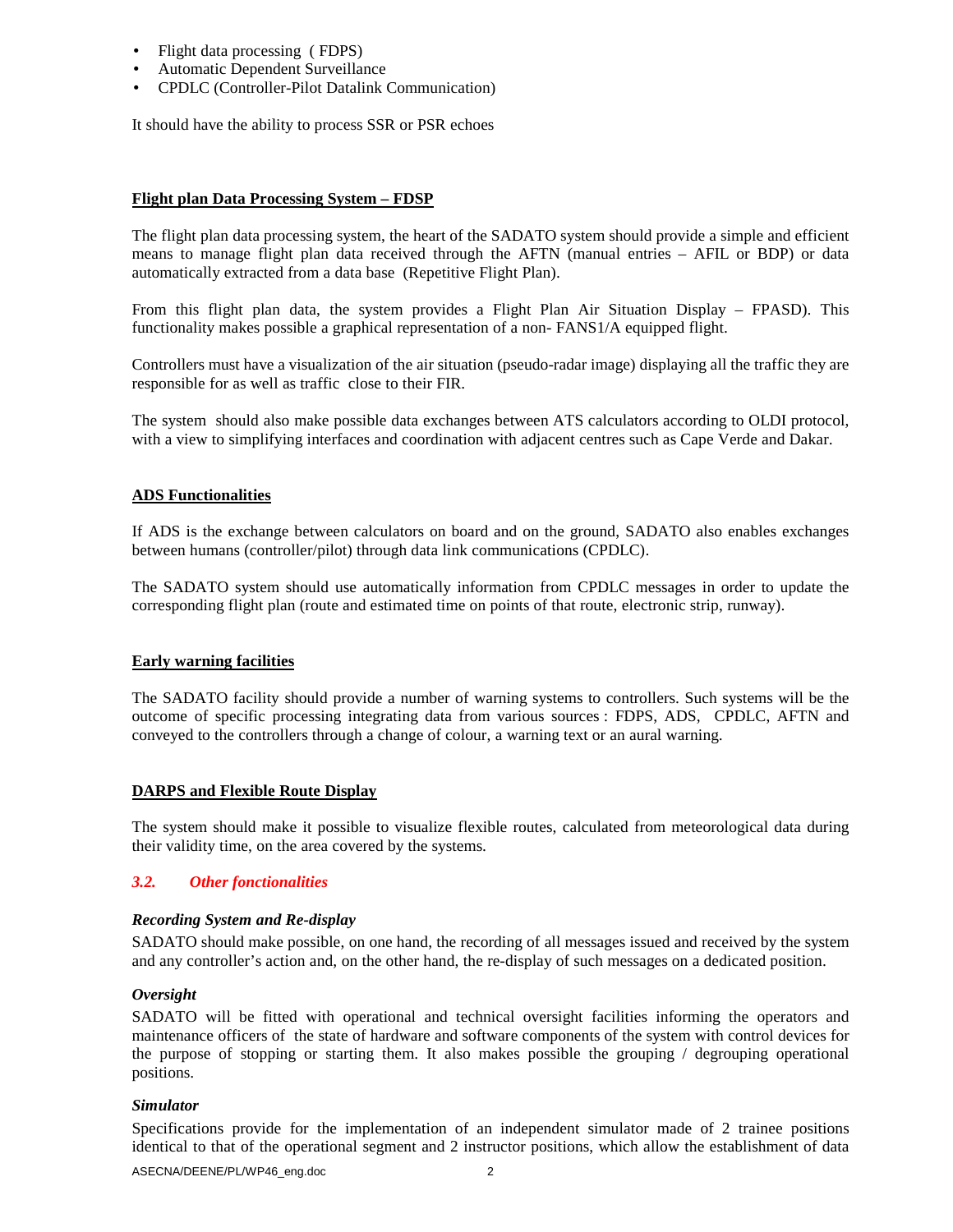- Flight data processing  ( FDPS)
- Automatic Dependent Surveillance
- CPDLC (Controller-Pilot Datalink Communication)

It should have the ability to process SSR or PSR echoes

**Flight plan Data Processing System – FDSP**

The flight plan data processing system, the heart of the SADATO system should provide a simple and efficient means to manage flight plan data received through the AFTN (manual entries – AFIL or BDP) or data automatically extracted from a data base  (Repetitive Flight Plan).

From this flight plan data, the system provides a Flight Plan Air Situation Display – FPASD). This functionality makes possible a graphical representation of a non- FANS1/A equipped flight.

Controllers must have a visualization of the air situation (pseudo-radar image) displaying all the traffic they are responsible for as well as traffic  close to their FIR.

The system  should also make possible data exchanges between ATS calculators according to OLDI protocol, with a view to simplifying interfaces and coordination with adjacent centres such as Cape Verde and Dakar.

**ADS Functionalities**

If ADS is the exchange between calculators on board and on the ground, SADATO also enables exchanges between humans (controller/pilot) through data link communications (CPDLC).

The SADATO system should use automatically information from CPDLC messages in order to update the corresponding flight plan (route and estimated time on points of that route, electronic strip, runway).

**Early warning facilities**

The SADATO facility should provide a number of warning systems to controllers. Such systems will be the outcome of specific processing integrating data from various sources : FDPS, ADS,  CPDLC, AFTN and conveyed to the controllers through a change of colour, a warning text or an aural warning.

**DARPS and Flexible Route Display**

The system should make it possible to visualize flexible routes, calculated from meteorological data during their validity time, on the area covered by the systems.

### *3.2. Other fonctionalities*

***Recording System and Re-display***

SADATO should make possible, on one hand, the recording of all messages issued and received by the system and any controller's action and, on the other hand, the re-display of such messages on a dedicated position.

***Oversight***

SADATO will be fitted with operational and technical oversight facilities informing the operators and maintenance officers of  the state of hardware and software components of the system with control devices for the purpose of stopping or starting them. It also makes possible the grouping / degrouping operational positions.

***Simulator***

Specifications provide for the implementation of an independent simulator made of 2 trainee positions identical to that of the operational segment and 2 instructor positions, which allow the establishment of data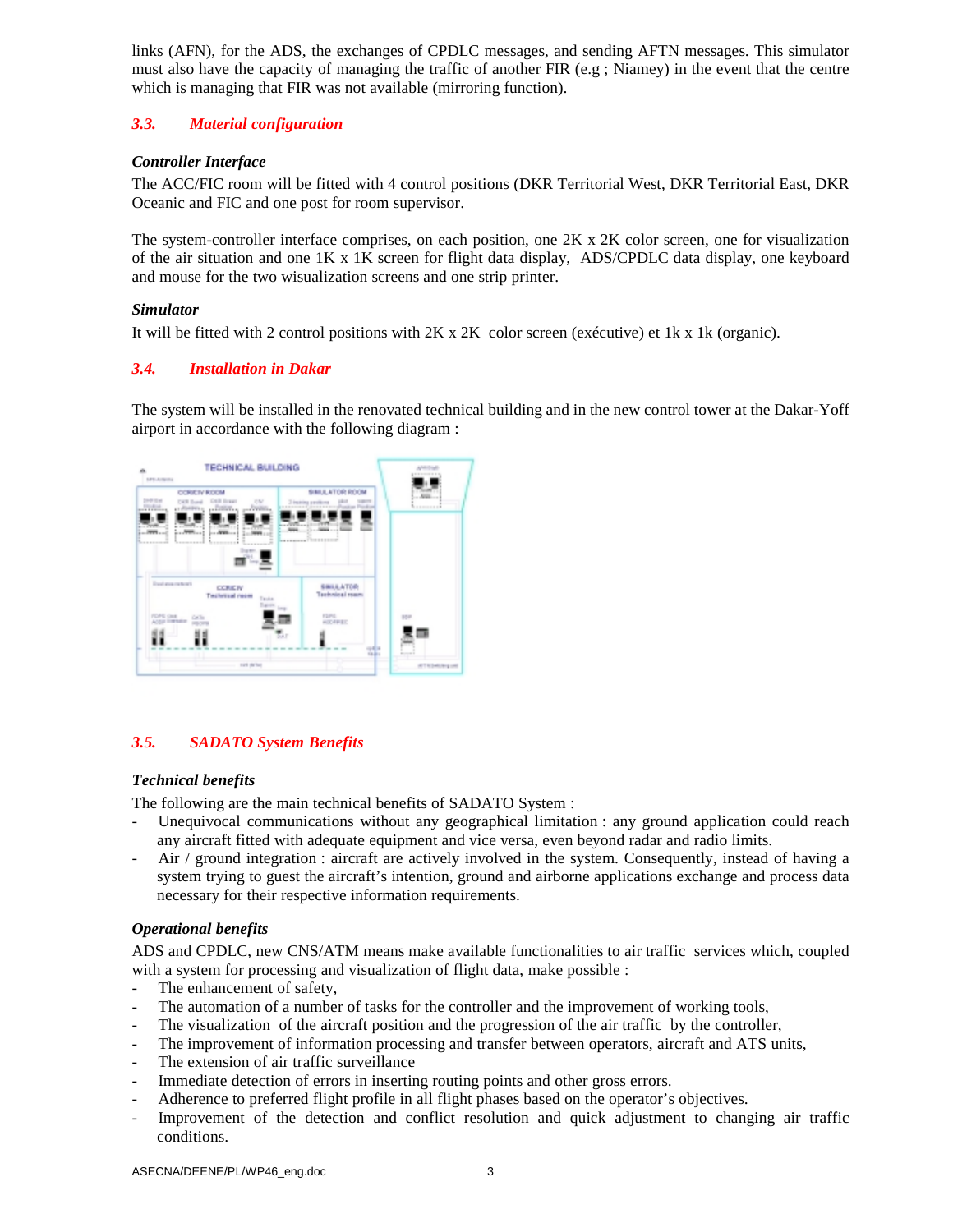links (AFN), for the ADS, the exchanges of CPDLC messages, and sending AFTN messages. This simulator must also have the capacity of managing the traffic of another FIR (e.g ; Niamey) in the event that the centre which is managing that FIR was not available (mirroring function).

### *3.3. Material configuration*

***Controller Interface***

The ACC/FIC room will be fitted with 4 control positions (DKR Territorial West, DKR Territorial East, DKR Oceanic and FIC and one post for room supervisor.

The system-controller interface comprises, on each position, one 2K x 2K color screen, one for visualization of the air situation and one 1K x 1K screen for flight data display, ADS/CPDLC data display, one keyboard and mouse for the two visualization screens and one strip printer.

***Simulator***

It will be fitted with 2 control positions with 2K x 2K color screen (exécutive) et 1k x 1k (organic).

### *3.4. Installation in Dakar*

The system will be installed in the renovated technical building and in the new control tower at the Dakar-Yoff airport in accordance with the following diagram :

### *3.5. SADATO System Benefits*

***Technical benefits***

The following are the main technical benefits of SADATO System :

- Unequivocal communications without any geographical limitation : any ground application could reach any aircraft fitted with adequate equipment and vice versa, even beyond radar and radio limits.
- Air / ground integration : aircraft are actively involved in the system. Consequently, instead of having a system trying to guest the aircraft's intention, ground and airborne applications exchange and process data necessary for their respective information requirements.

***Operational benefits***

ADS and CPDLC, new CNS/ATM means make available functionalities to air traffic services which, coupled with a system for processing and visualization of flight data, make possible :

- The enhancement of safety,
- The automation of a number of tasks for the controller and the improvement of working tools,
- The visualization of the aircraft position and the progression of the air traffic by the controller,
- The improvement of information processing and transfer between operators, aircraft and ATS units,
- The extension of air traffic surveillance
- Immediate detection of errors in inserting routing points and other gross errors.
- Adherence to preferred flight profile in all flight phases based on the operator's objectives.
- Improvement of the detection and conflict resolution and quick adjustment to changing air traffic conditions.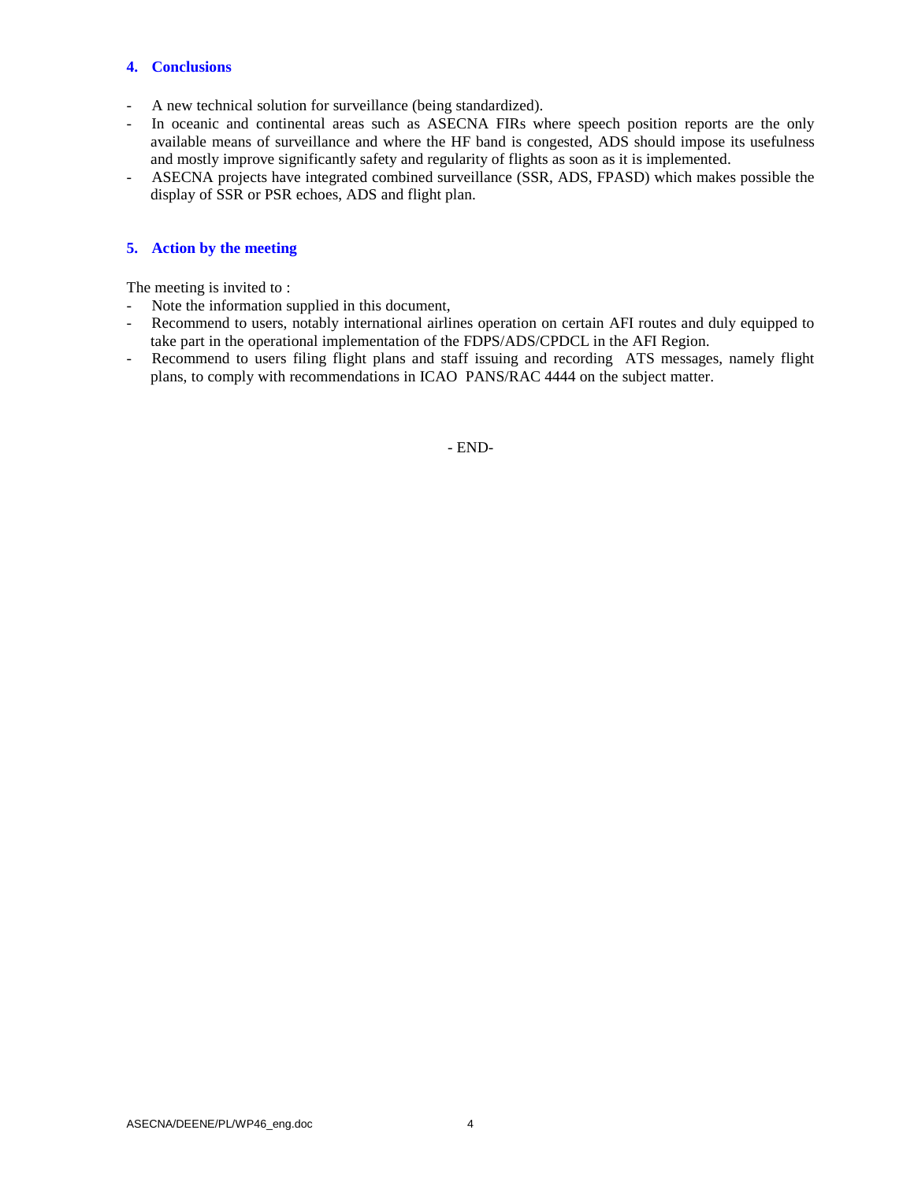## 4. Conclusions

- A new technical solution for surveillance (being standardized).
- In oceanic and continental areas such as ASECNA FIRs where speech position reports are the only available means of surveillance and where the HF band is congested, ADS should impose its usefulness and mostly improve significantly safety and regularity of flights as soon as it is implemented.
- ASECNA projects have integrated combined surveillance (SSR, ADS, FPASD) which makes possible the display of SSR or PSR echoes, ADS and flight plan.

## 5. Action by the meeting

The meeting is invited to :

- Note the information supplied in this document,
- Recommend to users, notably international airlines operation on certain AFI routes and duly equipped to take part in the operational implementation of the FDPS/ADS/CPDCL in the AFI Region.
- Recommend to users filing flight plans and staff issuing and recording ATS messages, namely flight plans, to comply with recommendations in ICAO PANS/RAC 4444 on the subject matter.

- END-